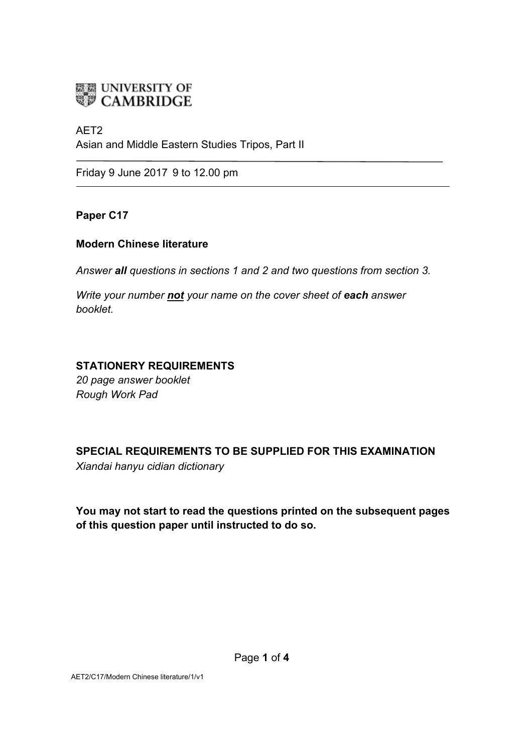UNIVERSITY OF CAMBRIDGE

AET2
Asian and Middle Eastern Studies Tripos, Part II

Friday 9 June 2017 9 to 12.00 pm

**Paper C17**

**Modern Chinese literature**

*Answer **all** questions in sections 1 and 2 and two questions from section 3.*

*Write your number **not** your name on the cover sheet of **each** answer booklet.*

**STATIONERY REQUIREMENTS**
*20 page answer booklet*
*Rough Work Pad*

**SPECIAL REQUIREMENTS TO BE SUPPLIED FOR THIS EXAMINATION**
*Xiandai hanyu cidian dictionary*

**You may not start to read the questions printed on the subsequent pages of this question paper until instructed to do so.**

AET2/C17/Modern Chinese literature/1/v1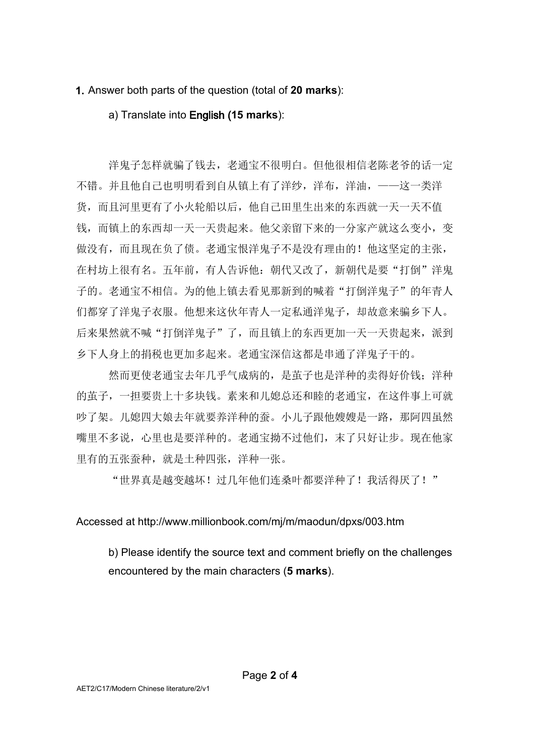**1.** Answer both parts of the question (total of **20 marks**):

a) Translate into **English (15 marks**):

洋鬼子怎样就骗了钱去，老通宝不很明白。但他很相信老陈老爷的话一定不错。并且他自己也明明看到自从镇上有了洋纱，洋布，洋油，——这一类洋货，而且河里更有了小火轮船以后，他自己田里生出来的东西就一天一天不值钱，而镇上的东西却一天一天贵起来。他父亲留下来的一分家产就这么变小，变做没有，而且现在负了债。老通宝恨洋鬼子不是没有理由的！他这坚定的主张，在村坊上很有名。五年前，有人告诉他：朝代又改了，新朝代是要"打倒"洋鬼子的。老通宝不相信。为的他上镇去看见那新到的喊着"打倒洋鬼子"的年青人们都穿了洋鬼子衣服。他想来这伙年青人一定私通洋鬼子，却故意来骗乡下人。后来果然就不喊"打倒洋鬼子"了，而且镇上的东西更加一天一天贵起来，派到乡下人身上的捐税也更加多起来。老通宝深信这都是串通了洋鬼子干的。

然而更使老通宝去年几乎气成病的，是茧子也是洋种的卖得好价钱；洋种的茧子，一担要贵上十多块钱。素来和儿媳总还和睦的老通宝，在这件事上可就吵了架。儿媳四大娘去年就要养洋种的蚕。小儿子跟他嫂嫂是一路，那阿四虽然嘴里不多说，心里也是要洋种的。老通宝拗不过他们，末了只好让步。现在他家里有的五张蚕种，就是土种四张，洋种一张。

"世界真是越变越坏！过几年他们连桑叶都要洋种了！我活得厌了！"

Accessed at http://www.millionbook.com/mj/m/maodun/dpxs/003.htm

b) Please identify the source text and comment briefly on the challenges encountered by the main characters (**5 marks**).

AET2/C17/Modern Chinese literature/2/v1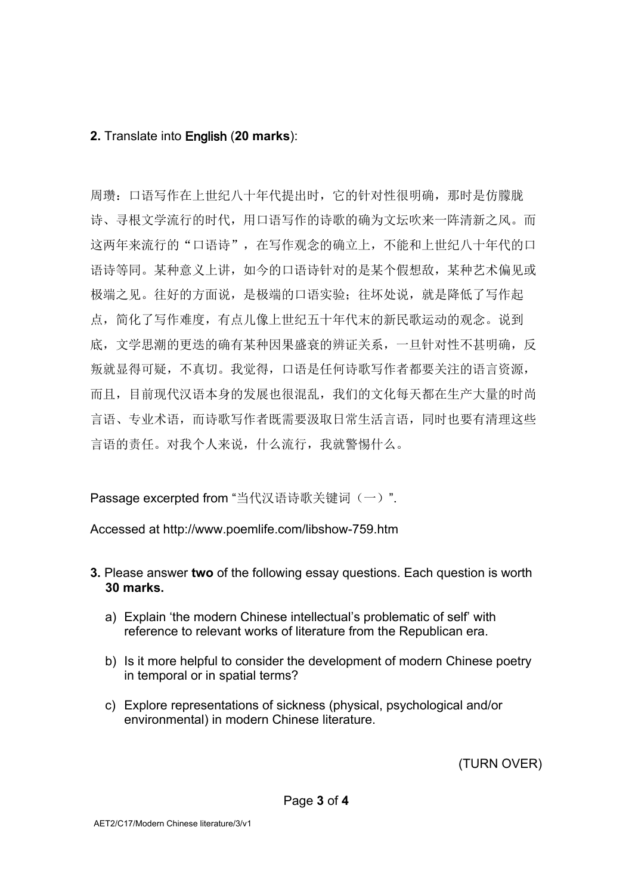**2.** Translate into **English** (**20 marks**):

周瓒：口语写作在上世纪八十年代提出时，它的针对性很明确，那时是仿朦胧诗、寻根文学流行的时代，用口语写作的诗歌的确为文坛吹来一阵清新之风。而这两年来流行的“口语诗”，在写作观念的确立上，不能和上世纪八十年代的口语诗等同。某种意义上讲，如今的口语诗针对的是某个假想敌，某种艺术偏见或极端之见。往好的方面说，是极端的口语实验；往坏处说，就是降低了写作起点，简化了写作难度，有点儿像上世纪五十年代末的新民歌运动的观念。说到底，文学思潮的更迭的确有某种因果盛衰的辨证关系，一旦针对性不甚明确，反叛就显得可疑，不真切。我觉得，口语是任何诗歌写作者都要关注的语言资源，而且，目前现代汉语本身的发展也很混乱，我们的文化每天都在生产大量的时尚言语、专业术语，而诗歌写作者既需要汲取日常生活言语，同时也要有清理这些言语的责任。对我个人来说，什么流行，我就警惕什么。

Passage excerpted from “当代汉语诗歌关键词（一）”.

Accessed at http://www.poemlife.com/libshow-759.htm

**3.** Please answer **two** of the following essay questions. Each question is worth **30 marks.**

a) Explain ‘the modern Chinese intellectual’s problematic of self’ with reference to relevant works of literature from the Republican era.

b) Is it more helpful to consider the development of modern Chinese poetry in temporal or in spatial terms?

c) Explore representations of sickness (physical, psychological and/or environmental) in modern Chinese literature.

(TURN OVER)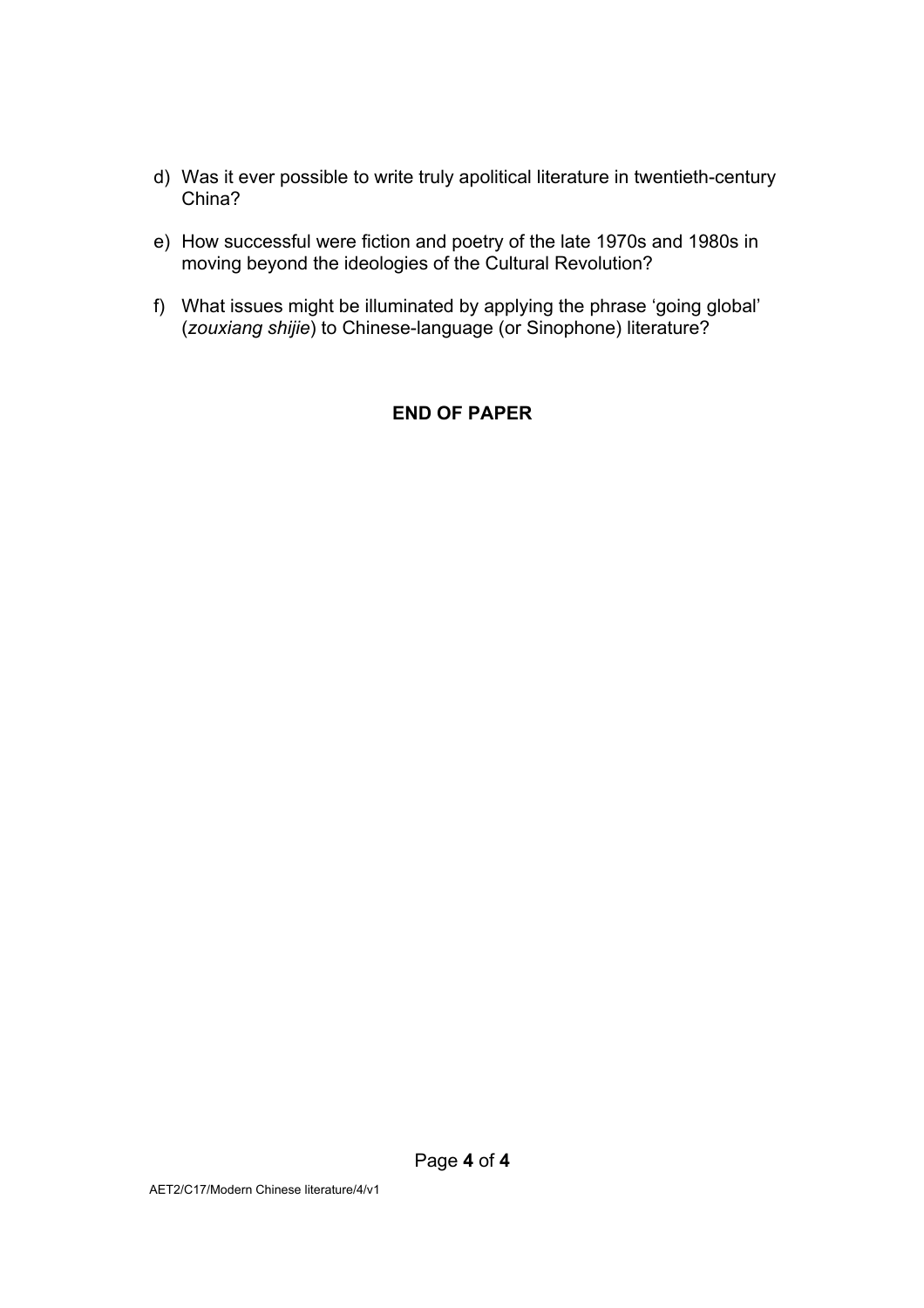d) Was it ever possible to write truly apolitical literature in twentieth-century China?

e) How successful were fiction and poetry of the late 1970s and 1980s in moving beyond the ideologies of the Cultural Revolution?

f) What issues might be illuminated by applying the phrase 'going global' (*zouxiang shijie*) to Chinese-language (or Sinophone) literature?

**END OF PAPER**